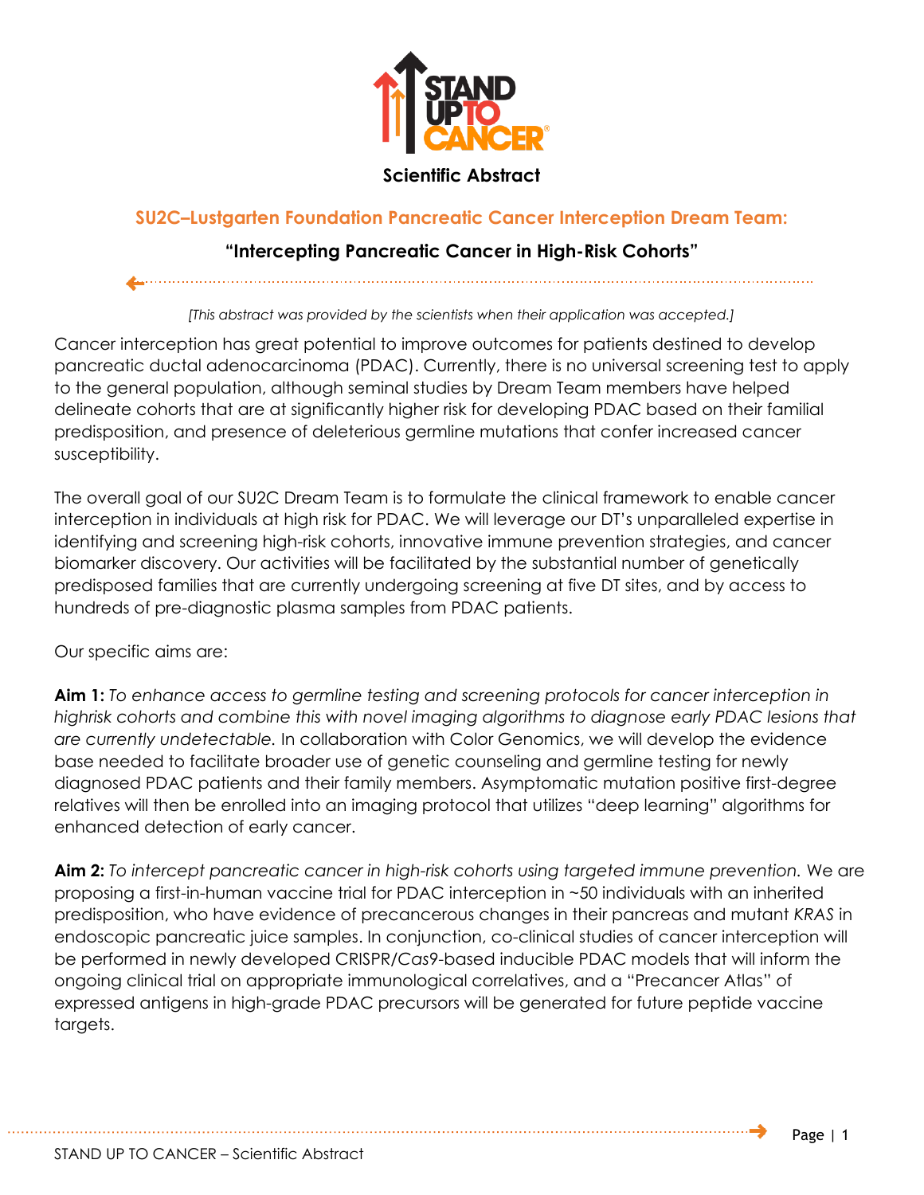**Scientific Abstract**

## SU2C–Lustgarten Foundation Pancreatic Cancer Interception Dream Team:

### "Intercepting Pancreatic Cancer in High-Risk Cohorts"

*[This abstract was provided by the scientists when their application was accepted.]*

Cancer interception has great potential to improve outcomes for patients destined to develop pancreatic ductal adenocarcinoma (PDAC). Currently, there is no universal screening test to apply to the general population, although seminal studies by Dream Team members have helped delineate cohorts that are at significantly higher risk for developing PDAC based on their familial predisposition, and presence of deleterious germline mutations that confer increased cancer susceptibility.

The overall goal of our SU2C Dream Team is to formulate the clinical framework to enable cancer interception in individuals at high risk for PDAC. We will leverage our DT's unparalleled expertise in identifying and screening high-risk cohorts, innovative immune prevention strategies, and cancer biomarker discovery. Our activities will be facilitated by the substantial number of genetically predisposed families that are currently undergoing screening at five DT sites, and by access to hundreds of pre-diagnostic plasma samples from PDAC patients.

Our specific aims are:

**Aim 1:** *To enhance access to germline testing and screening protocols for cancer interception in highrisk cohorts and combine this with novel imaging algorithms to diagnose early PDAC lesions that are currently undetectable.* In collaboration with Color Genomics, we will develop the evidence base needed to facilitate broader use of genetic counseling and germline testing for newly diagnosed PDAC patients and their family members. Asymptomatic mutation positive first-degree relatives will then be enrolled into an imaging protocol that utilizes "deep learning" algorithms for enhanced detection of early cancer.

**Aim 2:** *To intercept pancreatic cancer in high-risk cohorts using targeted immune prevention.* We are proposing a first-in-human vaccine trial for PDAC interception in ~50 individuals with an inherited predisposition, who have evidence of precancerous changes in their pancreas and mutant *KRAS* in endoscopic pancreatic juice samples. In conjunction, co-clinical studies of cancer interception will be performed in newly developed CRISPR/*Cas9*-based inducible PDAC models that will inform the ongoing clinical trial on appropriate immunological correlatives, and a "Precancer Atlas" of expressed antigens in high-grade PDAC precursors will be generated for future peptide vaccine targets.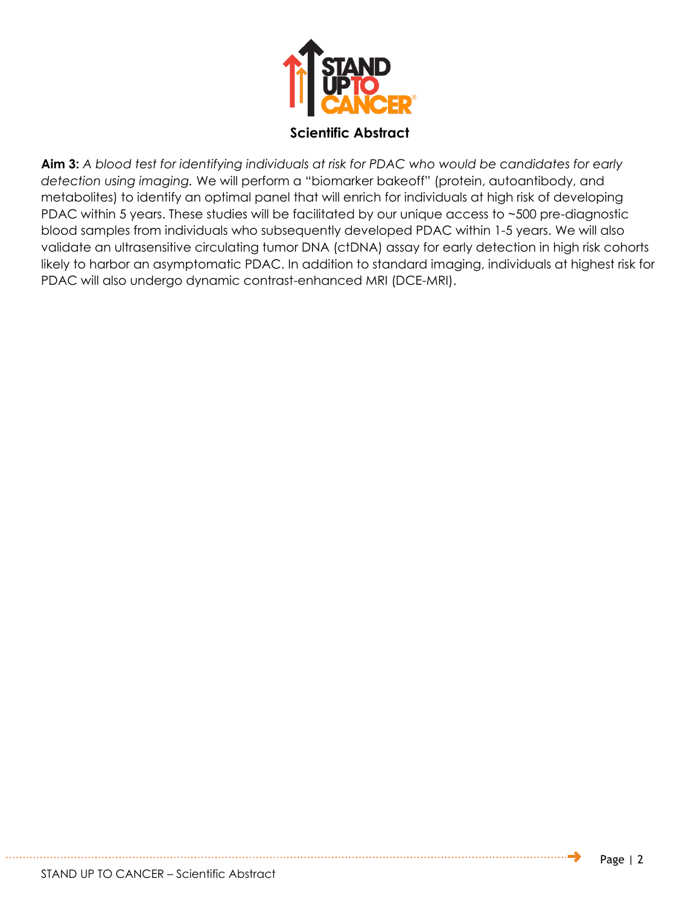## Scientific Abstract

**Aim 3:** *A blood test for identifying individuals at risk for PDAC who would be candidates for early detection using imaging.* We will perform a "biomarker bakeoff" (protein, autoantibody, and metabolites) to identify an optimal panel that will enrich for individuals at high risk of developing PDAC within 5 years. These studies will be facilitated by our unique access to ~500 pre-diagnostic blood samples from individuals who subsequently developed PDAC within 1-5 years. We will also validate an ultrasensitive circulating tumor DNA (ctDNA) assay for early detection in high risk cohorts likely to harbor an asymptomatic PDAC. In addition to standard imaging, individuals at highest risk for PDAC will also undergo dynamic contrast-enhanced MRI (DCE-MRI).